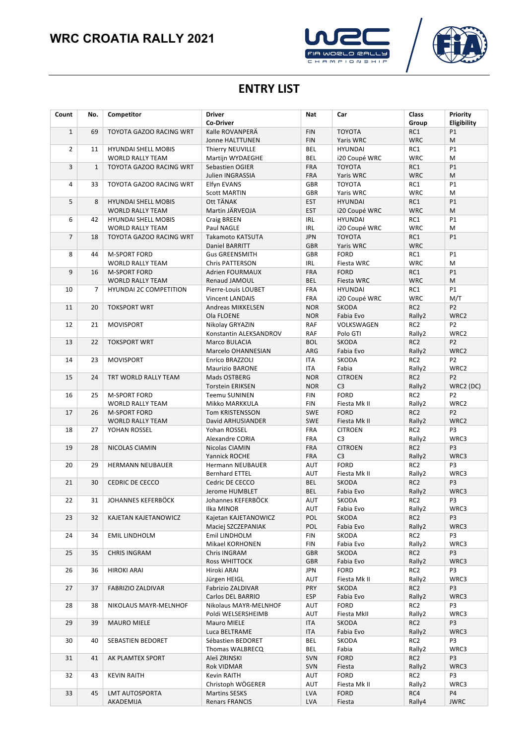# WRC CROATIA RALLY 2021

## ENTRY LIST

| Count | No. | Competitor | Driver<br>Co-Driver | Nat | Car | Class<br>Group | Priority<br>Eligibility |
|---|---|---|---|---|---|---|---|
| 1 | 69 | TOYOTA GAZOO RACING WRT | Kalle ROVANPERÄ<br>Jonne HALTTUNEN | FIN<br>FIN | TOYOTA<br>Yaris WRC | RC1<br>WRC | P1<br>M |
| 2 | 11 | HYUNDAI SHELL MOBIS WORLD RALLY TEAM | Thierry NEUVILLE<br>Martijn WYDAEGHE | BEL<br>BEL | HYUNDAI<br>i20 Coupé WRC | RC1<br>WRC | P1<br>M |
| 3 | 1 | TOYOTA GAZOO RACING WRT | Sebastien OGIER<br>Julien INGRASSIA | FRA<br>FRA | TOYOTA<br>Yaris WRC | RC1<br>WRC | P1<br>M |
| 4 | 33 | TOYOTA GAZOO RACING WRT | Elfyn EVANS<br>Scott MARTIN | GBR<br>GBR | TOYOTA<br>Yaris WRC | RC1<br>WRC | P1<br>M |
| 5 | 8 | HYUNDAI SHELL MOBIS WORLD RALLY TEAM | Ott TÄNAK<br>Martin JÄRVEOJA | EST<br>EST | HYUNDAI<br>i20 Coupé WRC | RC1<br>WRC | P1<br>M |
| 6 | 42 | HYUNDAI SHELL MOBIS WORLD RALLY TEAM | Craig BREEN<br>Paul NAGLE | IRL<br>IRL | HYUNDAI<br>i20 Coupé WRC | RC1<br>WRC | P1<br>M |
| 7 | 18 | TOYOTA GAZOO RACING WRT | Takamoto KATSUTA<br>Daniel BARRITT | JPN<br>GBR | TOYOTA<br>Yaris WRC | RC1<br>WRC | P1 |
| 8 | 44 | M-SPORT FORD WORLD RALLY TEAM | Gus GREENSMITH<br>Chris PATTERSON | GBR<br>IRL | FORD<br>Fiesta WRC | RC1<br>WRC | P1<br>M |
| 9 | 16 | M-SPORT FORD WORLD RALLY TEAM | Adrien FOURMAUX<br>Renaud JAMOUL | FRA<br>BEL | FORD<br>Fiesta WRC | RC1<br>WRC | P1<br>M |
| 10 | 7 | HYUNDAI 2C COMPETITION | Pierre-Louis LOUBET<br>Vincent LANDAIS | FRA<br>FRA | HYUNDAI<br>i20 Coupé WRC | RC1<br>WRC | P1<br>M/T |
| 11 | 20 | TOKSPORT WRT | Andreas MIKKELSEN<br>Ola FLOENE | NOR<br>NOR | SKODA<br>Fabia Evo | RC2<br>Rally2 | P2<br>WRC2 |
| 12 | 21 | MOVISPORT | Nikolay GRYAZIN<br>Konstantin ALEKSANDROV | RAF<br>RAF | VOLKSWAGEN<br>Polo GTI | RC2<br>Rally2 | P2<br>WRC2 |
| 13 | 22 | TOKSPORT WRT | Marco BULACIA<br>Marcelo OHANNESIAN | BOL<br>ARG | SKODA<br>Fabia Evo | RC2<br>Rally2 | P2<br>WRC2 |
| 14 | 23 | MOVISPORT | Enrico BRAZZOLI<br>Maurizio BARONE | ITA<br>ITA | SKODA<br>Fabia | RC2<br>Rally2 | P2<br>WRC2 |
| 15 | 24 | TRT WORLD RALLY TEAM | Mads OSTBERG<br>Torstein ERIKSEN | NOR<br>NOR | CITROEN<br>C3 | RC2<br>Rally2 | P2<br>WRC2 (DC) |
| 16 | 25 | M-SPORT FORD WORLD RALLY TEAM | Teemu SUNINEN<br>Mikko MARKKULA | FIN<br>FIN | FORD<br>Fiesta Mk II | RC2<br>Rally2 | P2<br>WRC2 |
| 17 | 26 | M-SPORT FORD WORLD RALLY TEAM | Tom KRISTENSSON<br>David ARHUSIANDER | SWE<br>SWE | FORD<br>Fiesta Mk II | RC2<br>Rally2 | P2<br>WRC2 |
| 18 | 27 | YOHAN ROSSEL | Yohan ROSSEL<br>Alexandre CORIA | FRA<br>FRA | CITROEN<br>C3 | RC2<br>Rally2 | P3<br>WRC3 |
| 19 | 28 | NICOLAS CIAMIN | Nicolas CIAMIN<br>Yannick ROCHE | FRA<br>FRA | CITROEN<br>C3 | RC2<br>Rally2 | P3<br>WRC3 |
| 20 | 29 | HERMANN NEUBAUER | Hermann NEUBAUER<br>Bernhard ETTEL | AUT<br>AUT | FORD<br>Fiesta Mk II | RC2<br>Rally2 | P3<br>WRC3 |
| 21 | 30 | CEDRIC DE CECCO | Cedric DE CECCO<br>Jerome HUMBLET | BEL<br>BEL | SKODA<br>Fabia Evo | RC2<br>Rally2 | P3<br>WRC3 |
| 22 | 31 | JOHANNES KEFERBÖCK | Johannes KEFERBÖCK<br>Ilka MINOR | AUT<br>AUT | SKODA<br>Fabia Evo | RC2<br>Rally2 | P3<br>WRC3 |
| 23 | 32 | KAJETAN KAJETANOWICZ | Kajetan KAJETANOWICZ<br>Maciej SZCZEPANIAK | POL<br>POL | SKODA<br>Fabia Evo | RC2<br>Rally2 | P3<br>WRC3 |
| 24 | 34 | EMIL LINDHOLM | Emil LINDHOLM<br>Mikael KORHONEN | FIN<br>FIN | SKODA<br>Fabia Evo | RC2<br>Rally2 | P3<br>WRC3 |
| 25 | 35 | CHRIS INGRAM | Chris INGRAM<br>Ross WHITTOCK | GBR<br>GBR | SKODA<br>Fabia Evo | RC2<br>Rally2 | P3<br>WRC3 |
| 26 | 36 | HIROKI ARAI | Hiroki ARAI<br>Jürgen HEIGL | JPN<br>AUT | FORD<br>Fiesta Mk II | RC2<br>Rally2 | P3<br>WRC3 |
| 27 | 37 | FABRIZIO ZALDIVAR | Fabrizio ZALDIVAR<br>Carlos DEL BARRIO | PRY<br>ESP | SKODA<br>Fabia Evo | RC2<br>Rally2 | P3<br>WRC3 |
| 28 | 38 | NIKOLAUS MAYR-MELNHOF | Nikolaus MAYR-MELNHOF<br>Poldi WELSERSHEIMB | AUT<br>AUT | FORD<br>Fiesta MkII | RC2<br>Rally2 | P3<br>WRC3 |
| 29 | 39 | MAURO MIELE | Mauro MIELE<br>Luca BELTRAME | ITA<br>ITA | SKODA<br>Fabia Evo | RC2<br>Rally2 | P3<br>WRC3 |
| 30 | 40 | SEBASTIEN BEDORET | Sébastien BEDORET<br>Thomas WALBRECQ | BEL<br>BEL | SKODA<br>Fabia | RC2<br>Rally2 | P3<br>WRC3 |
| 31 | 41 | AK PLAMTEX SPORT | Aleš ZRINSKI<br>Rok VIDMAR | SVN<br>SVN | FORD<br>Fiesta | RC2<br>Rally2 | P3<br>WRC3 |
| 32 | 43 | KEVIN RAITH | Kevin RAITH<br>Christoph WÖGERER | AUT<br>AUT | FORD<br>Fiesta Mk II | RC2<br>Rally2 | P3<br>WRC3 |
| 33 | 45 | LMT AUTOSPORTA AKADEMIJA | Martins SESKS<br>Renars FRANCIS | LVA<br>LVA | FORD<br>Fiesta | RC4<br>Rally4 | P4<br>JWRC |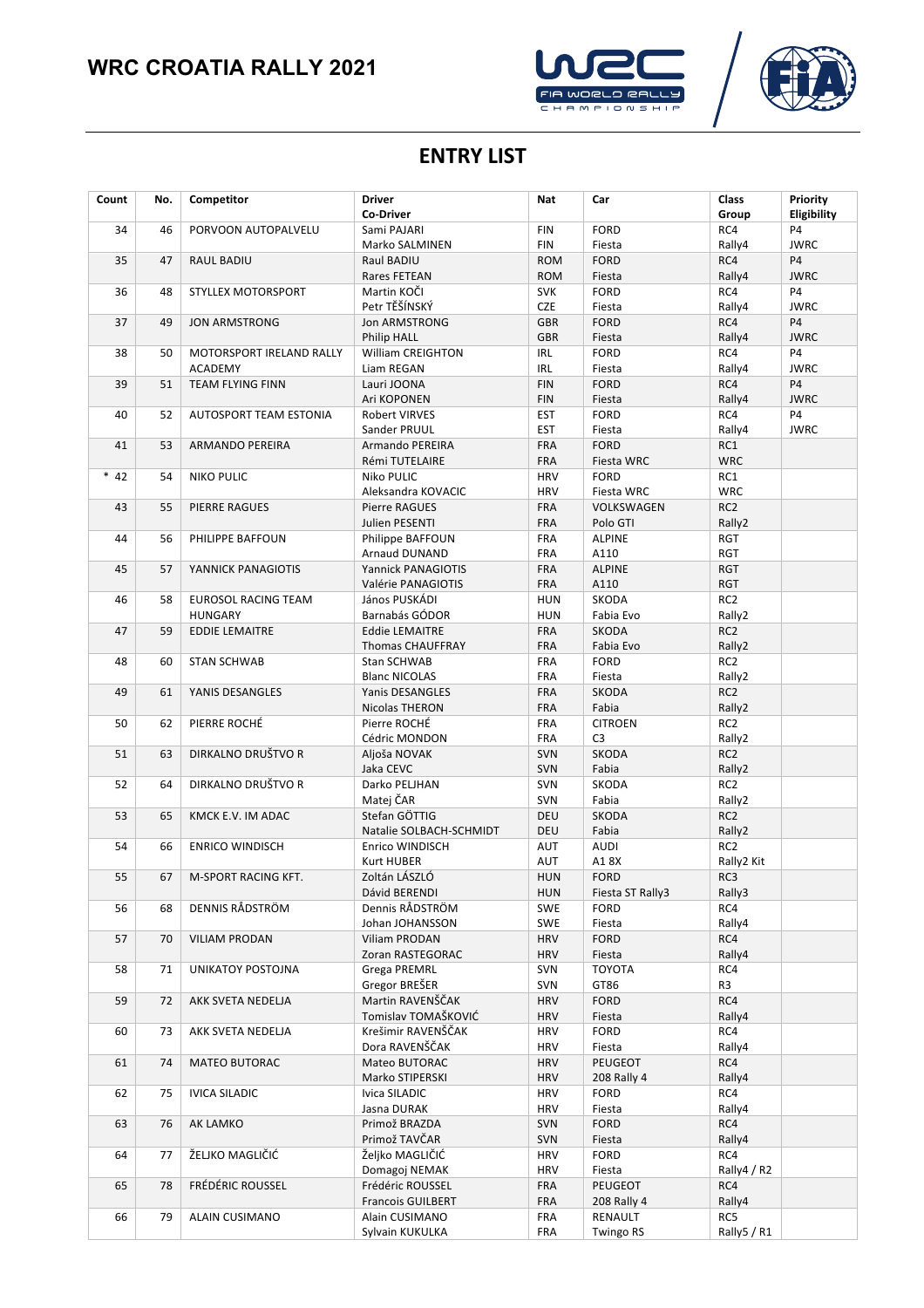# WRC CROATIA RALLY 2021

## ENTRY LIST

| Count | No. | Competitor | Driver<br>Co-Driver | Nat | Car | Class<br>Group | Priority<br>Eligibility |
|---|---|---|---|---|---|---|---|
| 34 | 46 | PORVOON AUTOPALVELU | Sami PAJARI<br>Marko SALMINEN | FIN<br>FIN | FORD<br>Fiesta | RC4<br>Rally4 | P4<br>JWRC |
| 35 | 47 | RAUL BADIU | Raul BADIU<br>Rares FETEAN | ROM<br>ROM | FORD<br>Fiesta | RC4<br>Rally4 | P4<br>JWRC |
| 36 | 48 | STYLLEX MOTORSPORT | Martin KOČI<br>Petr TĚŠÍNSKÝ | SVK<br>CZE | FORD<br>Fiesta | RC4<br>Rally4 | P4<br>JWRC |
| 37 | 49 | JON ARMSTRONG | Jon ARMSTRONG<br>Philip HALL | GBR<br>GBR | FORD<br>Fiesta | RC4<br>Rally4 | P4<br>JWRC |
| 38 | 50 | MOTORSPORT IRELAND RALLY ACADEMY | William CREIGHTON<br>Liam REGAN | IRL<br>IRL | FORD<br>Fiesta | RC4<br>Rally4 | P4<br>JWRC |
| 39 | 51 | TEAM FLYING FINN | Lauri JOONA<br>Ari KOPONEN | FIN<br>FIN | FORD<br>Fiesta | RC4<br>Rally4 | P4<br>JWRC |
| 40 | 52 | AUTOSPORT TEAM ESTONIA | Robert VIRVES<br>Sander PRUUL | EST<br>EST | FORD<br>Fiesta | RC4<br>Rally4 | P4<br>JWRC |
| 41 | 53 | ARMANDO PEREIRA | Armando PEREIRA<br>Rémi TUTELAIRE | FRA<br>FRA | FORD<br>Fiesta WRC | RC1<br>WRC | |
| * 42 | 54 | NIKO PULIC | Niko PULIC<br>Aleksandra KOVACIC | HRV<br>HRV | FORD<br>Fiesta WRC | RC1<br>WRC | |
| 43 | 55 | PIERRE RAGUES | Pierre RAGUES<br>Julien PESENTI | FRA<br>FRA | VOLKSWAGEN<br>Polo GTI | RC2<br>Rally2 | |
| 44 | 56 | PHILIPPE BAFFOUN | Philippe BAFFOUN<br>Arnaud DUNAND | FRA<br>FRA | ALPINE<br>A110 | RGT<br>RGT | |
| 45 | 57 | YANNICK PANAGIOTIS | Yannick PANAGIOTIS<br>Valérie PANAGIOTIS | FRA<br>FRA | ALPINE<br>A110 | RGT<br>RGT | |
| 46 | 58 | EUROSOL RACING TEAM HUNGARY | János PUSKÁDI<br>Barnabás GÓDOR | HUN<br>HUN | SKODA<br>Fabia Evo | RC2<br>Rally2 | |
| 47 | 59 | EDDIE LEMAITRE | Eddie LEMAITRE<br>Thomas CHAUFFRAY | FRA<br>FRA | SKODA<br>Fabia Evo | RC2<br>Rally2 | |
| 48 | 60 | STAN SCHWAB | Stan SCHWAB<br>Blanc NICOLAS | FRA<br>FRA | FORD<br>Fiesta | RC2<br>Rally2 | |
| 49 | 61 | YANIS DESANGLES | Yanis DESANGLES<br>Nicolas THERON | FRA<br>FRA | SKODA<br>Fabia | RC2<br>Rally2 | |
| 50 | 62 | PIERRE ROCHÉ | Pierre ROCHÉ<br>Cédric MONDON | FRA<br>FRA | CITROEN<br>C3 | RC2<br>Rally2 | |
| 51 | 63 | DIRKALNO DRUŠTVO R | Aljoša NOVAK<br>Jaka CEVC | SVN<br>SVN | SKODA<br>Fabia | RC2<br>Rally2 | |
| 52 | 64 | DIRKALNO DRUŠTVO R | Darko PELJHAN<br>Matej ČAR | SVN<br>SVN | SKODA<br>Fabia | RC2<br>Rally2 | |
| 53 | 65 | KMCK E.V. IM ADAC | Stefan GÖTTIG<br>Natalie SOLBACH-SCHMIDT | DEU<br>DEU | SKODA<br>Fabia | RC2<br>Rally2 | |
| 54 | 66 | ENRICO WINDISCH | Enrico WINDISCH<br>Kurt HUBER | AUT<br>AUT | AUDI<br>A1 8X | RC2<br>Rally2 Kit | |
| 55 | 67 | M-SPORT RACING KFT. | Zoltán LÁSZLÓ<br>Dávid BERENDI | HUN<br>HUN | FORD<br>Fiesta ST Rally3 | RC3<br>Rally3 | |
| 56 | 68 | DENNIS RÅDSTRÖM | Dennis RÅDSTRÖM<br>Johan JOHANSSON | SWE<br>SWE | FORD<br>Fiesta | RC4<br>Rally4 | |
| 57 | 70 | VILIAM PRODAN | Viliam PRODAN<br>Zoran RASTEGORAC | HRV<br>HRV | FORD<br>Fiesta | RC4<br>Rally4 | |
| 58 | 71 | UNIKATOY POSTOJNA | Grega PREMRL<br>Gregor BREŠER | SVN<br>SVN | TOYOTA<br>GT86 | RC4<br>R3 | |
| 59 | 72 | AKK SVETA NEDELJA | Martin RAVENŠČAK<br>Tomislav TOMAŠKOVIĆ | HRV<br>HRV | FORD<br>Fiesta | RC4<br>Rally4 | |
| 60 | 73 | AKK SVETA NEDELJA | Krešimir RAVENŠČAK<br>Dora RAVENŠČAK | HRV<br>HRV | FORD<br>Fiesta | RC4<br>Rally4 | |
| 61 | 74 | MATEO BUTORAC | Mateo BUTORAC<br>Marko STIPERSKI | HRV<br>HRV | PEUGEOT<br>208 Rally 4 | RC4<br>Rally4 | |
| 62 | 75 | IVICA SILADIC | Ivica SILADIC<br>Jasna DURAK | HRV<br>HRV | FORD<br>Fiesta | RC4<br>Rally4 | |
| 63 | 76 | AK LAMKO | Primož BRAZDA<br>Primož TAVČAR | SVN<br>SVN | FORD<br>Fiesta | RC4<br>Rally4 | |
| 64 | 77 | ŽELJKO MAGLIČIĆ | Željko MAGLIČIĆ<br>Domagoj NEMAK | HRV<br>HRV | FORD<br>Fiesta | RC4<br>Rally4 / R2 | |
| 65 | 78 | FRÉDÉRIC ROUSSEL | Frédéric ROUSSEL<br>Francois GUILBERT | FRA<br>FRA | PEUGEOT<br>208 Rally 4 | RC4<br>Rally4 | |
| 66 | 79 | ALAIN CUSIMANO | Alain CUSIMANO<br>Sylvain KUKULKA | FRA<br>FRA | RENAULT<br>Twingo RS | RC5<br>Rally5 / R1 | |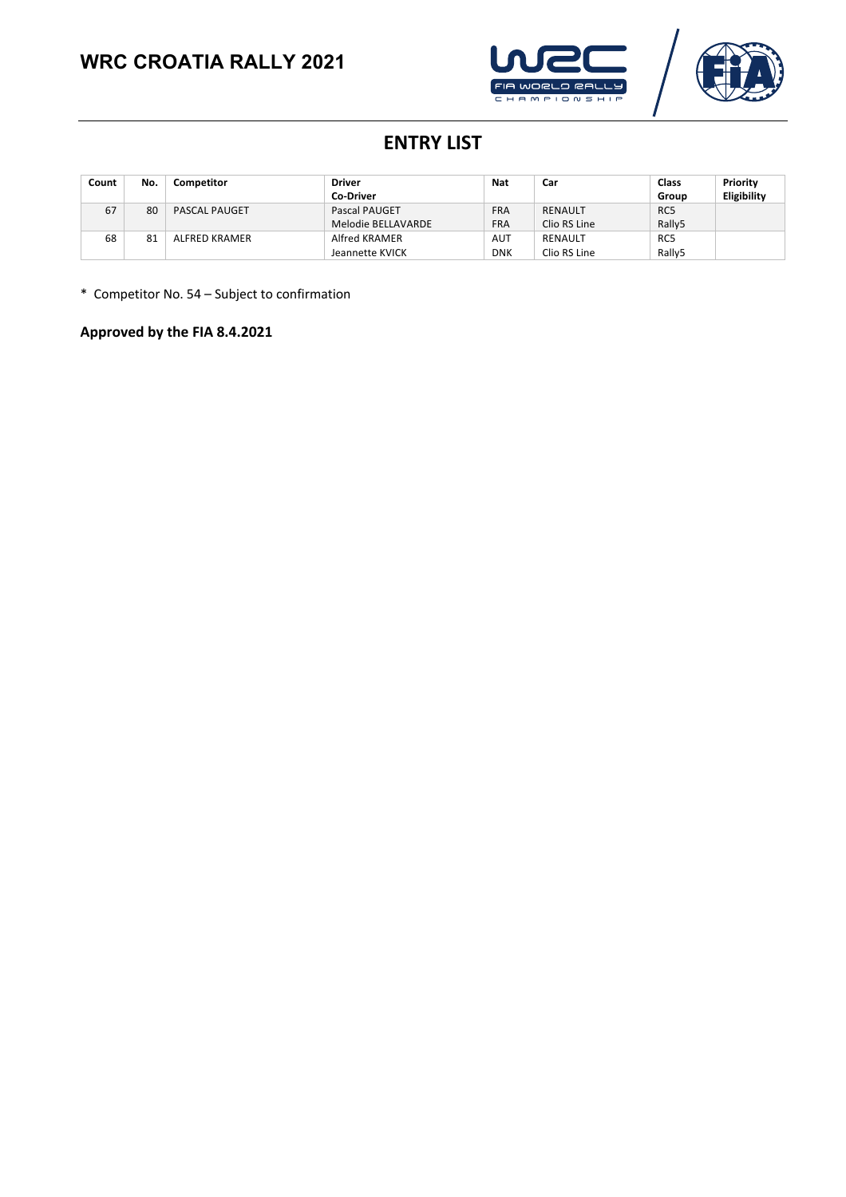# WRC CROATIA RALLY 2021

## ENTRY LIST

| Count | No. | Competitor | Driver<br>Co-Driver | Nat | Car | Class<br>Group | Priority<br>Eligibility |
|---|---|---|---|---|---|---|---|
| 67 | 80 | PASCAL PAUGET | Pascal PAUGET<br>Melodie BELLAVARDE | FRA<br>FRA | RENAULT<br>Clio RS Line | RC5<br>Rally5 | |
| 68 | 81 | ALFRED KRAMER | Alfred KRAMER<br>Jeannette KVICK | AUT<br>DNK | RENAULT<br>Clio RS Line | RC5<br>Rally5 | |

\* Competitor No. 54 – Subject to confirmation

**Approved by the FIA 8.4.2021**